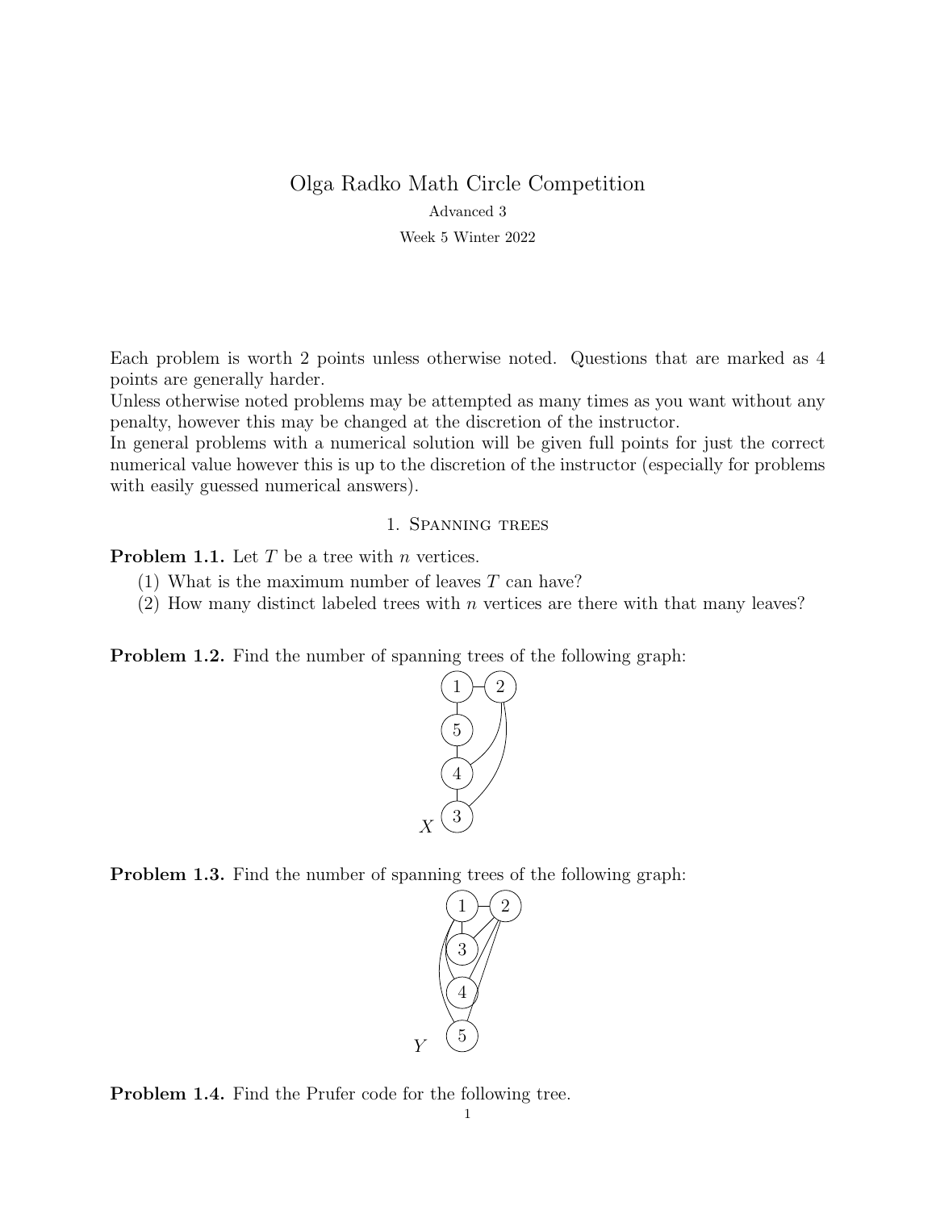# Olga Radko Math Circle Competition

Advanced 3

Week 5 Winter 2022

Each problem is worth 2 points unless otherwise noted. Questions that are marked as 4 points are generally harder.
Unless otherwise noted problems may be attempted as many times as you want without any penalty, however this may be changed at the discretion of the instructor.
In general problems with a numerical solution will be given full points for just the correct numerical value however this is up to the discretion of the instructor (especially for problems with easily guessed numerical answers).

## 1. Spanning trees

**Problem 1.1.** Let $T$ be a tree with $n$ vertices.

(1) What is the maximum number of leaves $T$ can have?
(2) How many distinct labeled trees with $n$ vertices are there with that many leaves?

**Problem 1.2.** Find the number of spanning trees of the following graph:

$X$

**Problem 1.3.** Find the number of spanning trees of the following graph:

$Y$

**Problem 1.4.** Find the Prufer code for the following tree.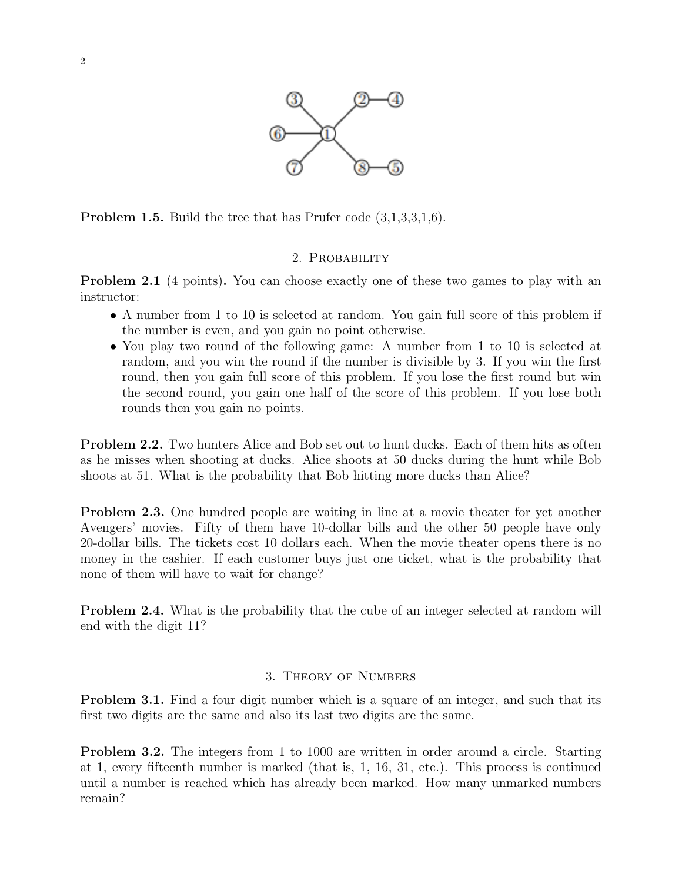**Problem 1.5.** Build the tree that has Prufer code (3,1,3,3,1,6).

## 2. Probability

**Problem 2.1** (4 points)**.** You can choose exactly one of these two games to play with an instructor:

- A number from 1 to 10 is selected at random. You gain full score of this problem if the number is even, and you gain no point otherwise.
- You play two round of the following game: A number from 1 to 10 is selected at random, and you win the round if the number is divisible by 3. If you win the first round, then you gain full score of this problem. If you lose the first round but win the second round, you gain one half of the score of this problem. If you lose both rounds then you gain no points.

**Problem 2.2.** Two hunters Alice and Bob set out to hunt ducks. Each of them hits as often as he misses when shooting at ducks. Alice shoots at 50 ducks during the hunt while Bob shoots at 51. What is the probability that Bob hitting more ducks than Alice?

**Problem 2.3.** One hundred people are waiting in line at a movie theater for yet another Avengers' movies. Fifty of them have 10-dollar bills and the other 50 people have only 20-dollar bills. The tickets cost 10 dollars each. When the movie theater opens there is no money in the cashier. If each customer buys just one ticket, what is the probability that none of them will have to wait for change?

**Problem 2.4.** What is the probability that the cube of an integer selected at random will end with the digit 11?

## 3. Theory of Numbers

**Problem 3.1.** Find a four digit number which is a square of an integer, and such that its first two digits are the same and also its last two digits are the same.

**Problem 3.2.** The integers from 1 to 1000 are written in order around a circle. Starting at 1, every fifteenth number is marked (that is, 1, 16, 31, etc.). This process is continued until a number is reached which has already been marked. How many unmarked numbers remain?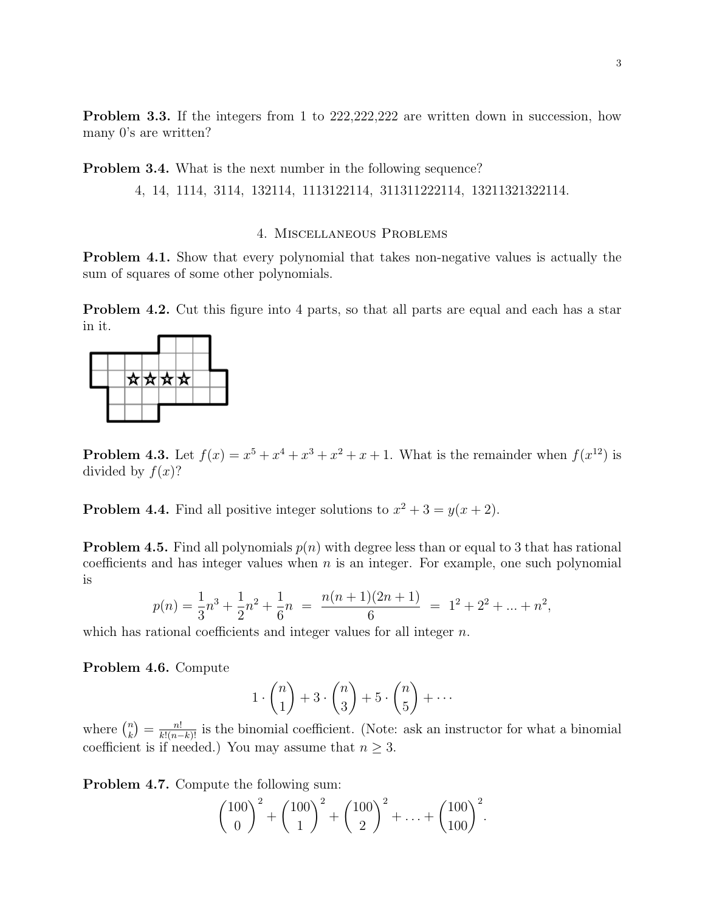**Problem 3.3.** If the integers from 1 to 222,222,222 are written down in succession, how many 0's are written?

**Problem 3.4.** What is the next number in the following sequence?

$$4,\ 14,\ 1114,\ 3114,\ 132114,\ 1113122114,\ 311311222114,\ 13211321322114.$$

## 4. Miscellaneous Problems

**Problem 4.1.** Show that every polynomial that takes non-negative values is actually the sum of squares of some other polynomials.

**Problem 4.2.** Cut this figure into 4 parts, so that all parts are equal and each has a star in it.

**Problem 4.3.** Let $f(x) = x^5 + x^4 + x^3 + x^2 + x + 1$. What is the remainder when $f(x^{12})$ is divided by $f(x)$?

**Problem 4.4.** Find all positive integer solutions to $x^2 + 3 = y(x + 2)$.

**Problem 4.5.** Find all polynomials $p(n)$ with degree less than or equal to 3 that has rational coefficients and has integer values when $n$ is an integer. For example, one such polynomial is

$$p(n) = \frac{1}{3}n^3 + \frac{1}{2}n^2 + \frac{1}{6}n = \frac{n(n+1)(2n+1)}{6} = 1^2 + 2^2 + ... + n^2,$$

which has rational coefficients and integer values for all integer $n$.

**Problem 4.6.** Compute

$$1 \cdot \binom{n}{1} + 3 \cdot \binom{n}{3} + 5 \cdot \binom{n}{5} + \cdots$$

where $\binom{n}{k} = \frac{n!}{k!(n-k)!}$ is the binomial coefficient. (Note: ask an instructor for what a binomial coefficient is if needed.) You may assume that $n \geq 3$.

**Problem 4.7.** Compute the following sum:

$$\binom{100}{0}^2 + \binom{100}{1}^2 + \binom{100}{2}^2 + \ldots + \binom{100}{100}^2.$$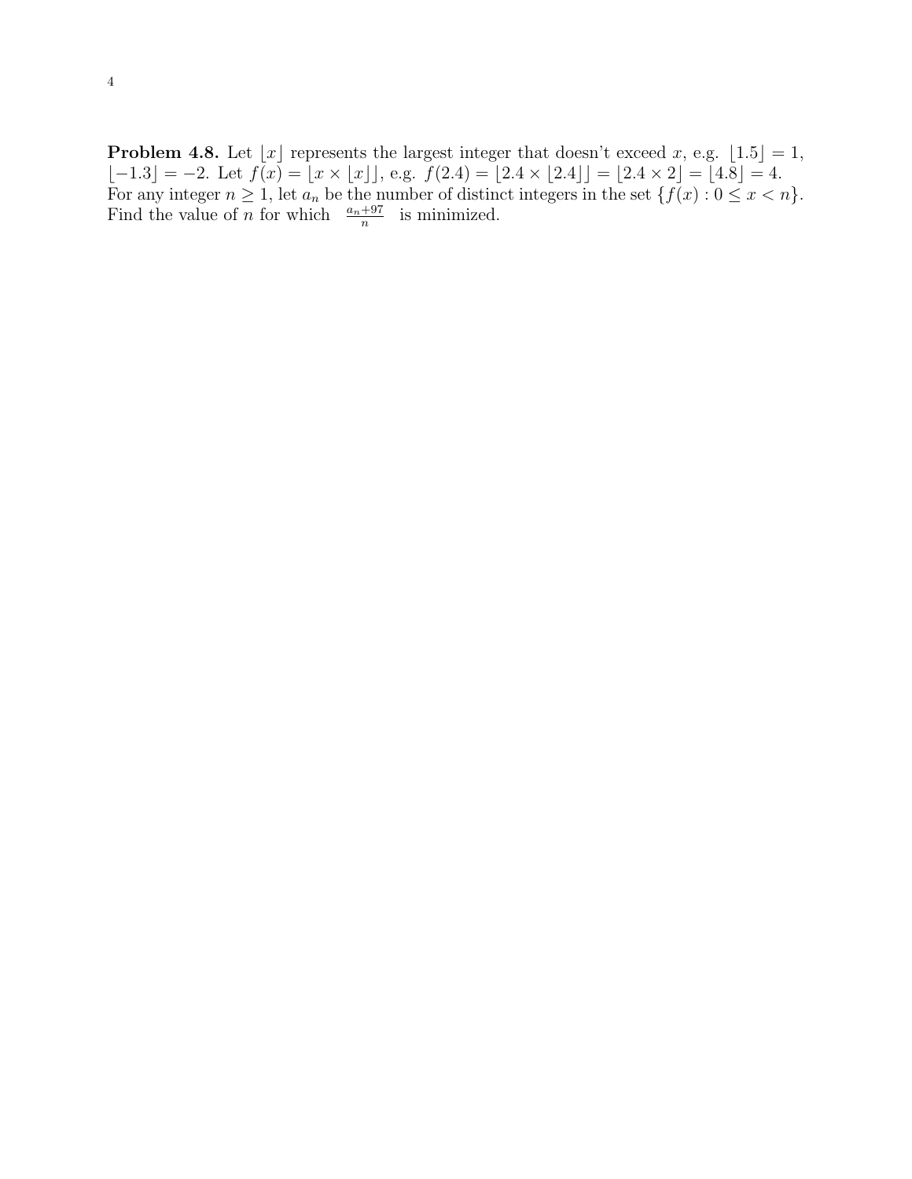**Problem 4.8.** Let $\lfloor x \rfloor$ represents the largest integer that doesn't exceed $x$, e.g. $\lfloor 1.5 \rfloor = 1$, $\lfloor -1.3 \rfloor = -2$. Let $f(x) = \lfloor x \times \lfloor x \rfloor \rfloor$, e.g. $f(2.4) = \lfloor 2.4 \times \lfloor 2.4 \rfloor \rfloor = \lfloor 2.4 \times 2 \rfloor = \lfloor 4.8 \rfloor = 4$. For any integer $n \geq 1$, let $a_n$ be the number of distinct integers in the set $\{f(x) : 0 \leq x < n\}$. Find the value of $n$ for which $\frac{a_n + 97}{n}$ is minimized.